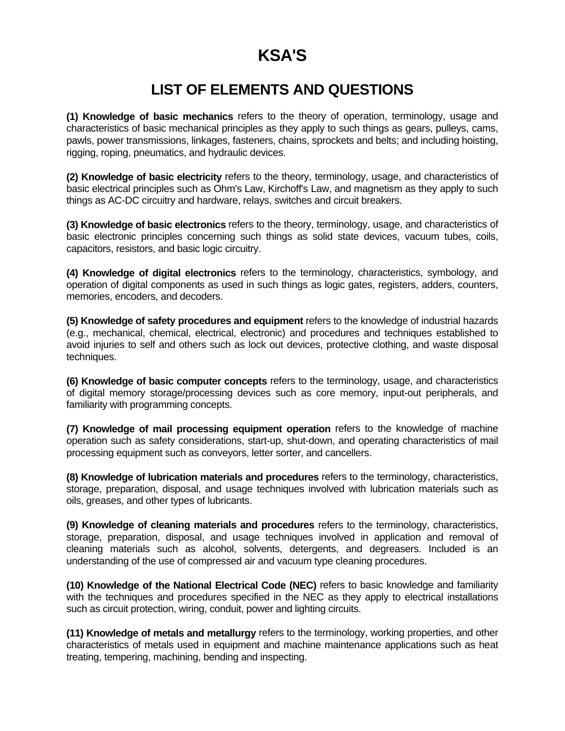# KSA'S

## LIST OF ELEMENTS AND QUESTIONS

**(1) Knowledge of basic mechanics** refers to the theory of operation, terminology, usage and characteristics of basic mechanical principles as they apply to such things as gears, pulleys, cams, pawls, power transmissions, linkages, fasteners, chains, sprockets and belts; and including hoisting, rigging, roping, pneumatics, and hydraulic devices.

**(2) Knowledge of basic electricity** refers to the theory, terminology, usage, and characteristics of basic electrical principles such as Ohm's Law, Kirchoff's Law, and magnetism as they apply to such things as AC-DC circuitry and hardware, relays, switches and circuit breakers.

**(3) Knowledge of basic electronics** refers to the theory, terminology, usage, and characteristics of basic electronic principles concerning such things as solid state devices, vacuum tubes, coils, capacitors, resistors, and basic logic circuitry.

**(4) Knowledge of digital electronics** refers to the terminology, characteristics, symbology, and operation of digital components as used in such things as logic gates, registers, adders, counters, memories, encoders, and decoders.

**(5) Knowledge of safety procedures and equipment** refers to the knowledge of industrial hazards (e.g., mechanical, chemical, electrical, electronic) and procedures and techniques established to avoid injuries to self and others such as lock out devices, protective clothing, and waste disposal techniques.

**(6) Knowledge of basic computer concepts** refers to the terminology, usage, and characteristics of digital memory storage/processing devices such as core memory, input-out peripherals, and familiarity with programming concepts.

**(7) Knowledge of mail processing equipment operation** refers to the knowledge of machine operation such as safety considerations, start-up, shut-down, and operating characteristics of mail processing equipment such as conveyors, letter sorter, and cancellers.

**(8) Knowledge of lubrication materials and procedures** refers to the terminology, characteristics, storage, preparation, disposal, and usage techniques involved with lubrication materials such as oils, greases, and other types of lubricants.

**(9) Knowledge of cleaning materials and procedures** refers to the terminology, characteristics, storage, preparation, disposal, and usage techniques involved in application and removal of cleaning materials such as alcohol, solvents, detergents, and degreasers. Included is an understanding of the use of compressed air and vacuum type cleaning procedures.

**(10) Knowledge of the National Electrical Code (NEC)** refers to basic knowledge and familiarity with the techniques and procedures specified in the NEC as they apply to electrical installations such as circuit protection, wiring, conduit, power and lighting circuits.

**(11) Knowledge of metals and metallurgy** refers to the terminology, working properties, and other characteristics of metals used in equipment and machine maintenance applications such as heat treating, tempering, machining, bending and inspecting.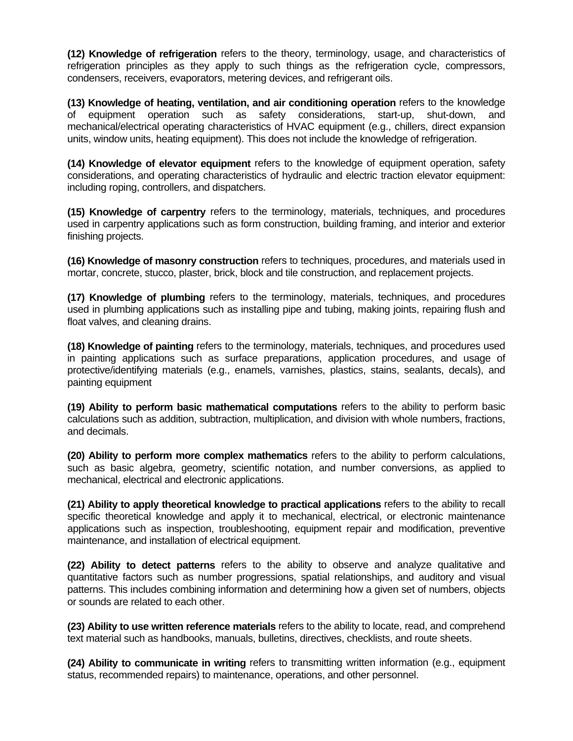**(12) Knowledge of refrigeration** refers to the theory, terminology, usage, and characteristics of refrigeration principles as they apply to such things as the refrigeration cycle, compressors, condensers, receivers, evaporators, metering devices, and refrigerant oils.

**(13) Knowledge of heating, ventilation, and air conditioning operation** refers to the knowledge of equipment operation such as safety considerations, start-up, shut-down, and mechanical/electrical operating characteristics of HVAC equipment (e.g., chillers, direct expansion units, window units, heating equipment). This does not include the knowledge of refrigeration.

**(14) Knowledge of elevator equipment** refers to the knowledge of equipment operation, safety considerations, and operating characteristics of hydraulic and electric traction elevator equipment: including roping, controllers, and dispatchers.

**(15) Knowledge of carpentry** refers to the terminology, materials, techniques, and procedures used in carpentry applications such as form construction, building framing, and interior and exterior finishing projects.

**(16) Knowledge of masonry construction** refers to techniques, procedures, and materials used in mortar, concrete, stucco, plaster, brick, block and tile construction, and replacement projects.

**(17) Knowledge of plumbing** refers to the terminology, materials, techniques, and procedures used in plumbing applications such as installing pipe and tubing, making joints, repairing flush and float valves, and cleaning drains.

**(18) Knowledge of painting** refers to the terminology, materials, techniques, and procedures used in painting applications such as surface preparations, application procedures, and usage of protective/identifying materials (e.g., enamels, varnishes, plastics, stains, sealants, decals), and painting equipment

**(19) Ability to perform basic mathematical computations** refers to the ability to perform basic calculations such as addition, subtraction, multiplication, and division with whole numbers, fractions, and decimals.

**(20) Ability to perform more complex mathematics** refers to the ability to perform calculations, such as basic algebra, geometry, scientific notation, and number conversions, as applied to mechanical, electrical and electronic applications.

**(21) Ability to apply theoretical knowledge to practical applications** refers to the ability to recall specific theoretical knowledge and apply it to mechanical, electrical, or electronic maintenance applications such as inspection, troubleshooting, equipment repair and modification, preventive maintenance, and installation of electrical equipment.

**(22) Ability to detect patterns** refers to the ability to observe and analyze qualitative and quantitative factors such as number progressions, spatial relationships, and auditory and visual patterns. This includes combining information and determining how a given set of numbers, objects or sounds are related to each other.

**(23) Ability to use written reference materials** refers to the ability to locate, read, and comprehend text material such as handbooks, manuals, bulletins, directives, checklists, and route sheets.

**(24) Ability to communicate in writing** refers to transmitting written information (e.g., equipment status, recommended repairs) to maintenance, operations, and other personnel.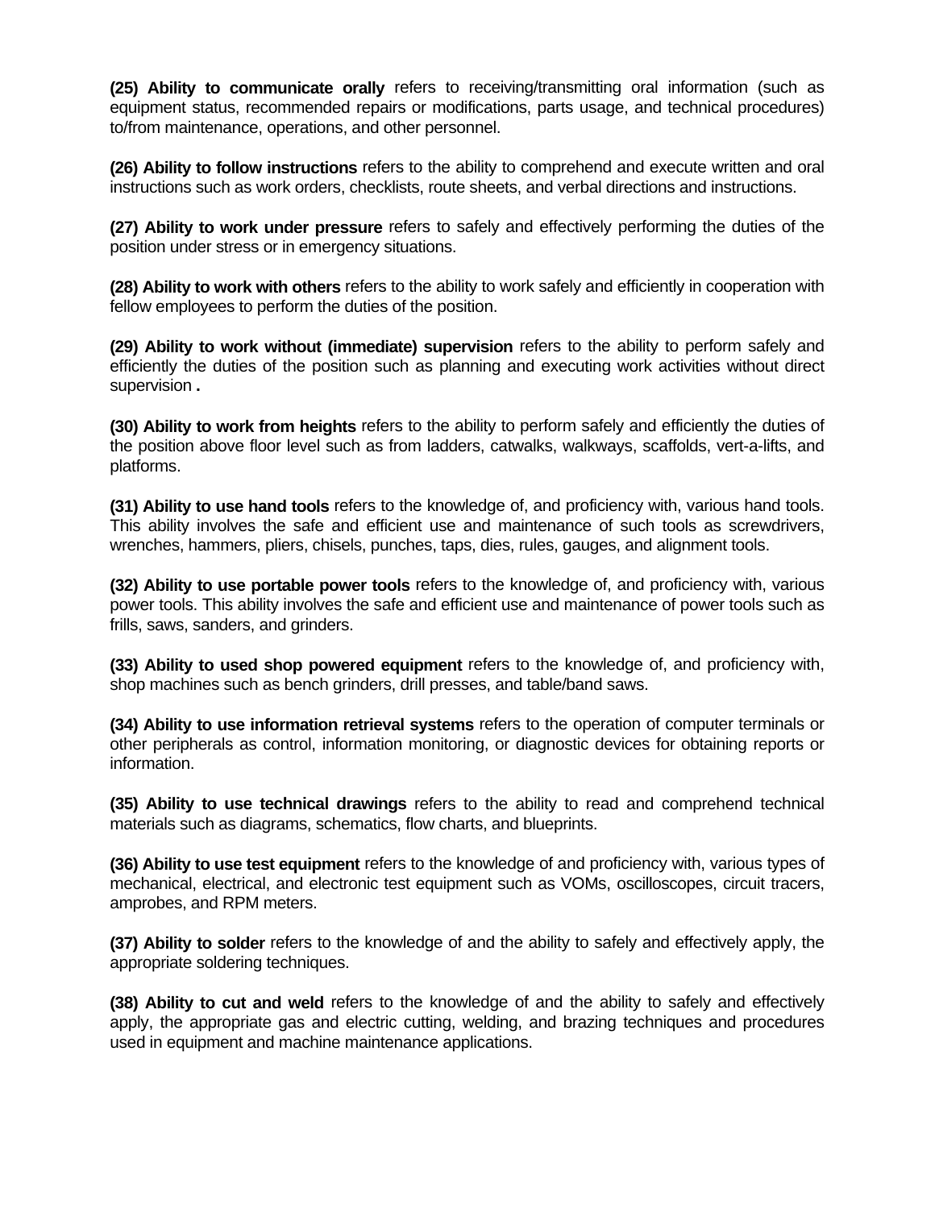**(25) Ability to communicate orally** refers to receiving/transmitting oral information (such as equipment status, recommended repairs or modifications, parts usage, and technical procedures) to/from maintenance, operations, and other personnel.

**(26) Ability to follow instructions** refers to the ability to comprehend and execute written and oral instructions such as work orders, checklists, route sheets, and verbal directions and instructions.

**(27) Ability to work under pressure** refers to safely and effectively performing the duties of the position under stress or in emergency situations.

**(28) Ability to work with others** refers to the ability to work safely and efficiently in cooperation with fellow employees to perform the duties of the position.

**(29) Ability to work without (immediate) supervision** refers to the ability to perform safely and efficiently the duties of the position such as planning and executing work activities without direct supervision **.**

**(30) Ability to work from heights** refers to the ability to perform safely and efficiently the duties of the position above floor level such as from ladders, catwalks, walkways, scaffolds, vert-a-lifts, and platforms.

**(31) Ability to use hand tools** refers to the knowledge of, and proficiency with, various hand tools. This ability involves the safe and efficient use and maintenance of such tools as screwdrivers, wrenches, hammers, pliers, chisels, punches, taps, dies, rules, gauges, and alignment tools.

**(32) Ability to use portable power tools** refers to the knowledge of, and proficiency with, various power tools. This ability involves the safe and efficient use and maintenance of power tools such as frills, saws, sanders, and grinders.

**(33) Ability to used shop powered equipment** refers to the knowledge of, and proficiency with, shop machines such as bench grinders, drill presses, and table/band saws.

**(34) Ability to use information retrieval systems** refers to the operation of computer terminals or other peripherals as control, information monitoring, or diagnostic devices for obtaining reports or information.

**(35) Ability to use technical drawings** refers to the ability to read and comprehend technical materials such as diagrams, schematics, flow charts, and blueprints.

**(36) Ability to use test equipment** refers to the knowledge of and proficiency with, various types of mechanical, electrical, and electronic test equipment such as VOMs, oscilloscopes, circuit tracers, amprobes, and RPM meters.

**(37) Ability to solder** refers to the knowledge of and the ability to safely and effectively apply, the appropriate soldering techniques.

**(38) Ability to cut and weld** refers to the knowledge of and the ability to safely and effectively apply, the appropriate gas and electric cutting, welding, and brazing techniques and procedures used in equipment and machine maintenance applications.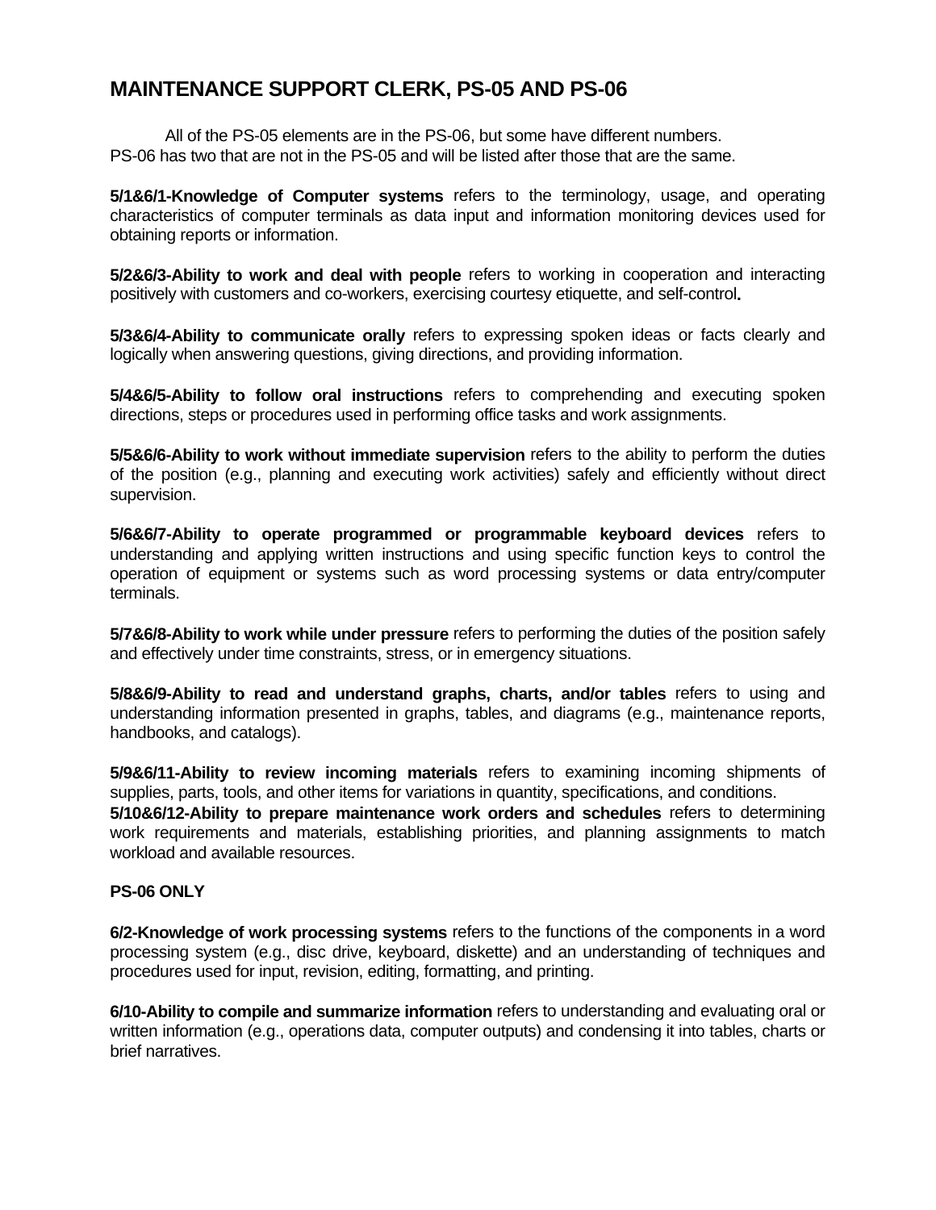## MAINTENANCE SUPPORT CLERK, PS-05 AND PS-06

All of the PS-05 elements are in the PS-06, but some have different numbers. PS-06 has two that are not in the PS-05 and will be listed after those that are the same.

**5/1&6/1-Knowledge of Computer systems** refers to the terminology, usage, and operating characteristics of computer terminals as data input and information monitoring devices used for obtaining reports or information.

**5/2&6/3-Ability to work and deal with people** refers to working in cooperation and interacting positively with customers and co-workers, exercising courtesy etiquette, and self-control.

**5/3&6/4-Ability to communicate orally** refers to expressing spoken ideas or facts clearly and logically when answering questions, giving directions, and providing information.

**5/4&6/5-Ability to follow oral instructions** refers to comprehending and executing spoken directions, steps or procedures used in performing office tasks and work assignments.

**5/5&6/6-Ability to work without immediate supervision** refers to the ability to perform the duties of the position (e.g., planning and executing work activities) safely and efficiently without direct supervision.

**5/6&6/7-Ability to operate programmed or programmable keyboard devices** refers to understanding and applying written instructions and using specific function keys to control the operation of equipment or systems such as word processing systems or data entry/computer terminals.

**5/7&6/8-Ability to work while under pressure** refers to performing the duties of the position safely and effectively under time constraints, stress, or in emergency situations.

**5/8&6/9-Ability to read and understand graphs, charts, and/or tables** refers to using and understanding information presented in graphs, tables, and diagrams (e.g., maintenance reports, handbooks, and catalogs).

**5/9&6/11-Ability to review incoming materials** refers to examining incoming shipments of supplies, parts, tools, and other items for variations in quantity, specifications, and conditions.

**5/10&6/12-Ability to prepare maintenance work orders and schedules** refers to determining work requirements and materials, establishing priorities, and planning assignments to match workload and available resources.

**PS-06 ONLY**

**6/2-Knowledge of work processing systems** refers to the functions of the components in a word processing system (e.g., disc drive, keyboard, diskette) and an understanding of techniques and procedures used for input, revision, editing, formatting, and printing.

**6/10-Ability to compile and summarize information** refers to understanding and evaluating oral or written information (e.g., operations data, computer outputs) and condensing it into tables, charts or brief narratives.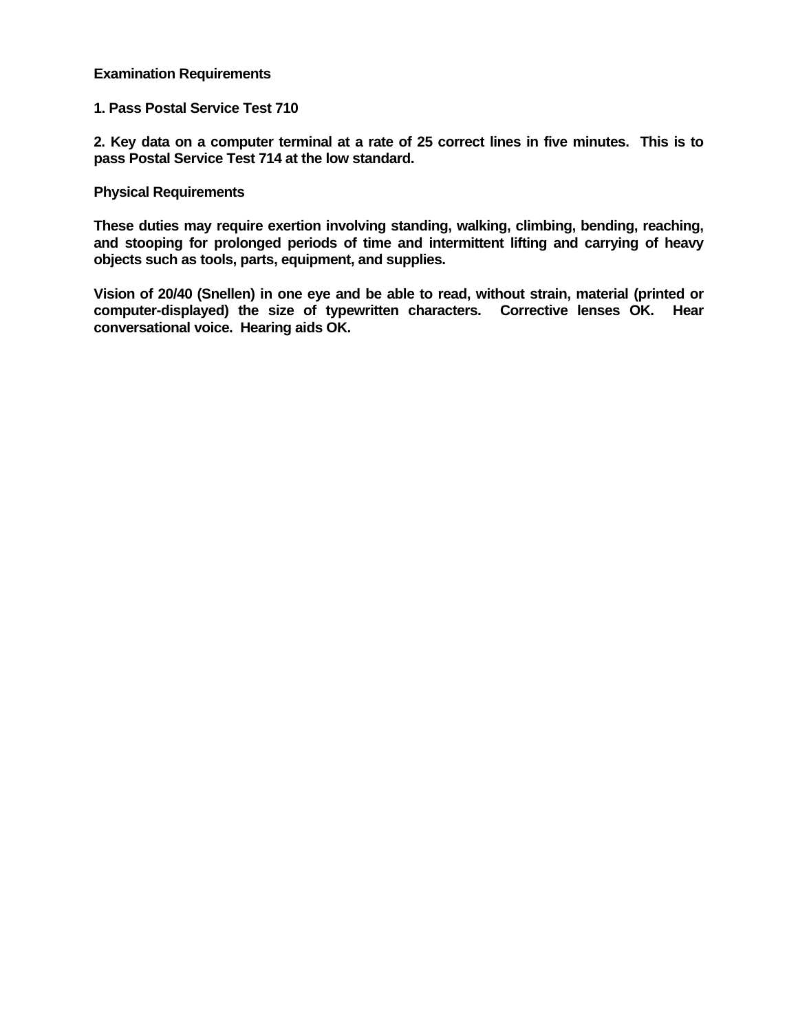**Examination Requirements**

**1. Pass Postal Service Test 710**

**2. Key data on a computer terminal at a rate of 25 correct lines in five minutes. This is to pass Postal Service Test 714 at the low standard.**

**Physical Requirements**

**These duties may require exertion involving standing, walking, climbing, bending, reaching, and stooping for prolonged periods of time and intermittent lifting and carrying of heavy objects such as tools, parts, equipment, and supplies.**

**Vision of 20/40 (Snellen) in one eye and be able to read, without strain, material (printed or computer-displayed) the size of typewritten characters. Corrective lenses OK. Hear conversational voice. Hearing aids OK.**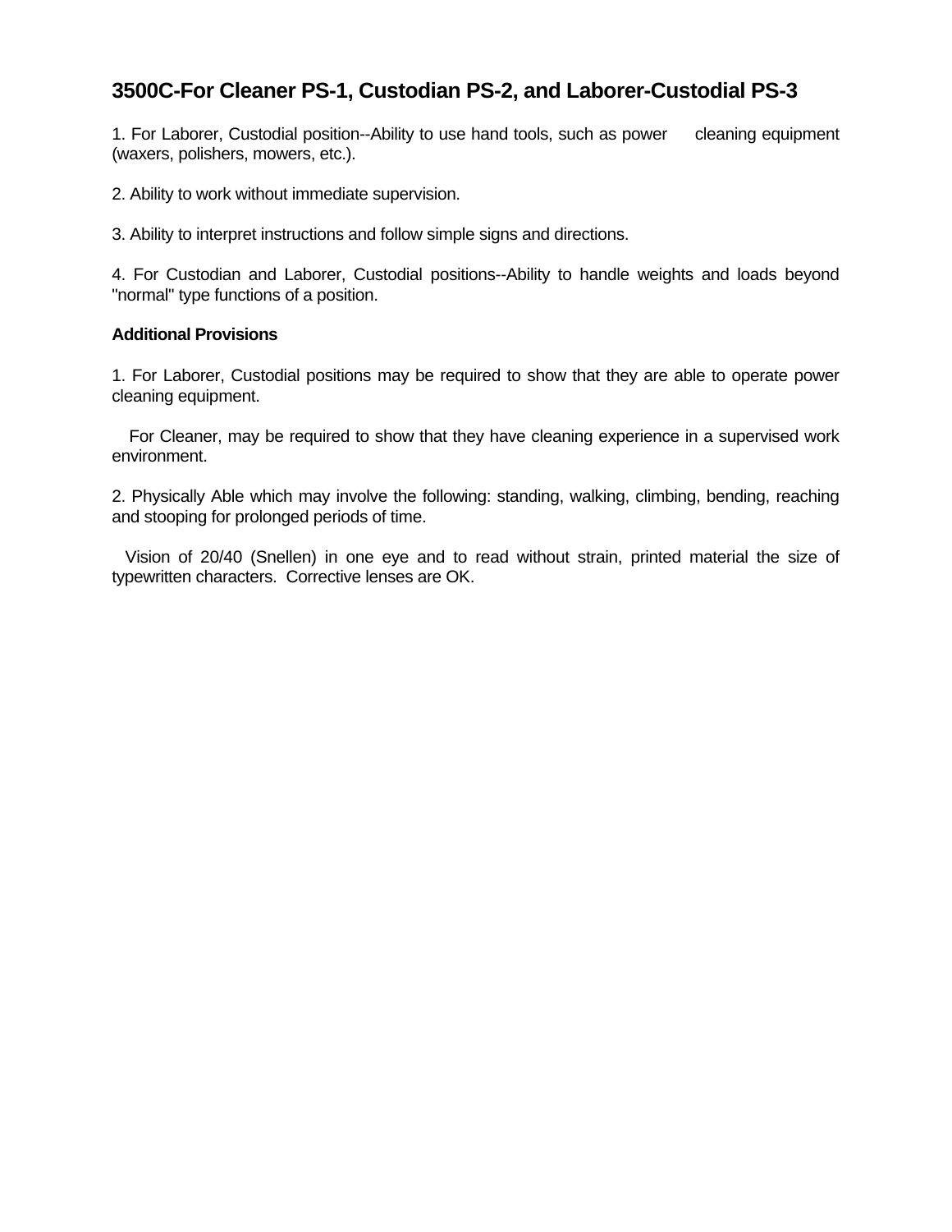## 3500C-For Cleaner PS-1, Custodian PS-2, and Laborer-Custodial PS-3

1. For Laborer, Custodial position--Ability to use hand tools, such as power cleaning equipment (waxers, polishers, mowers, etc.).

2. Ability to work without immediate supervision.

3. Ability to interpret instructions and follow simple signs and directions.

4. For Custodian and Laborer, Custodial positions--Ability to handle weights and loads beyond "normal" type functions of a position.

**Additional Provisions**

1. For Laborer, Custodial positions may be required to show that they are able to operate power cleaning equipment.

For Cleaner, may be required to show that they have cleaning experience in a supervised work environment.

2. Physically Able which may involve the following: standing, walking, climbing, bending, reaching and stooping for prolonged periods of time.

Vision of 20/40 (Snellen) in one eye and to read without strain, printed material the size of typewritten characters. Corrective lenses are OK.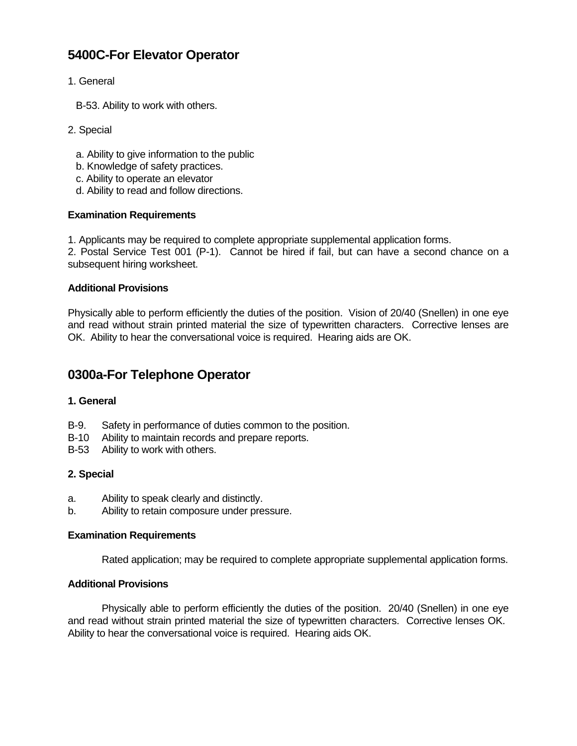## 5400C-For Elevator Operator

1. General

   B-53. Ability to work with others.

2. Special

   a. Ability to give information to the public
   b. Knowledge of safety practices.
   c. Ability to operate an elevator
   d. Ability to read and follow directions.

**Examination Requirements**

1. Applicants may be required to complete appropriate supplemental application forms.
2. Postal Service Test 001 (P-1). Cannot be hired if fail, but can have a second chance on a subsequent hiring worksheet.

**Additional Provisions**

Physically able to perform efficiently the duties of the position. Vision of 20/40 (Snellen) in one eye and read without strain printed material the size of typewritten characters. Corrective lenses are OK. Ability to hear the conversational voice is required. Hearing aids are OK.

## 0300a-For Telephone Operator

**1. General**

B-9. Safety in performance of duties common to the position.
B-10 Ability to maintain records and prepare reports.
B-53 Ability to work with others.

**2. Special**

a. Ability to speak clearly and distinctly.
b. Ability to retain composure under pressure.

**Examination Requirements**

Rated application; may be required to complete appropriate supplemental application forms.

**Additional Provisions**

Physically able to perform efficiently the duties of the position. 20/40 (Snellen) in one eye and read without strain printed material the size of typewritten characters. Corrective lenses OK. Ability to hear the conversational voice is required. Hearing aids OK.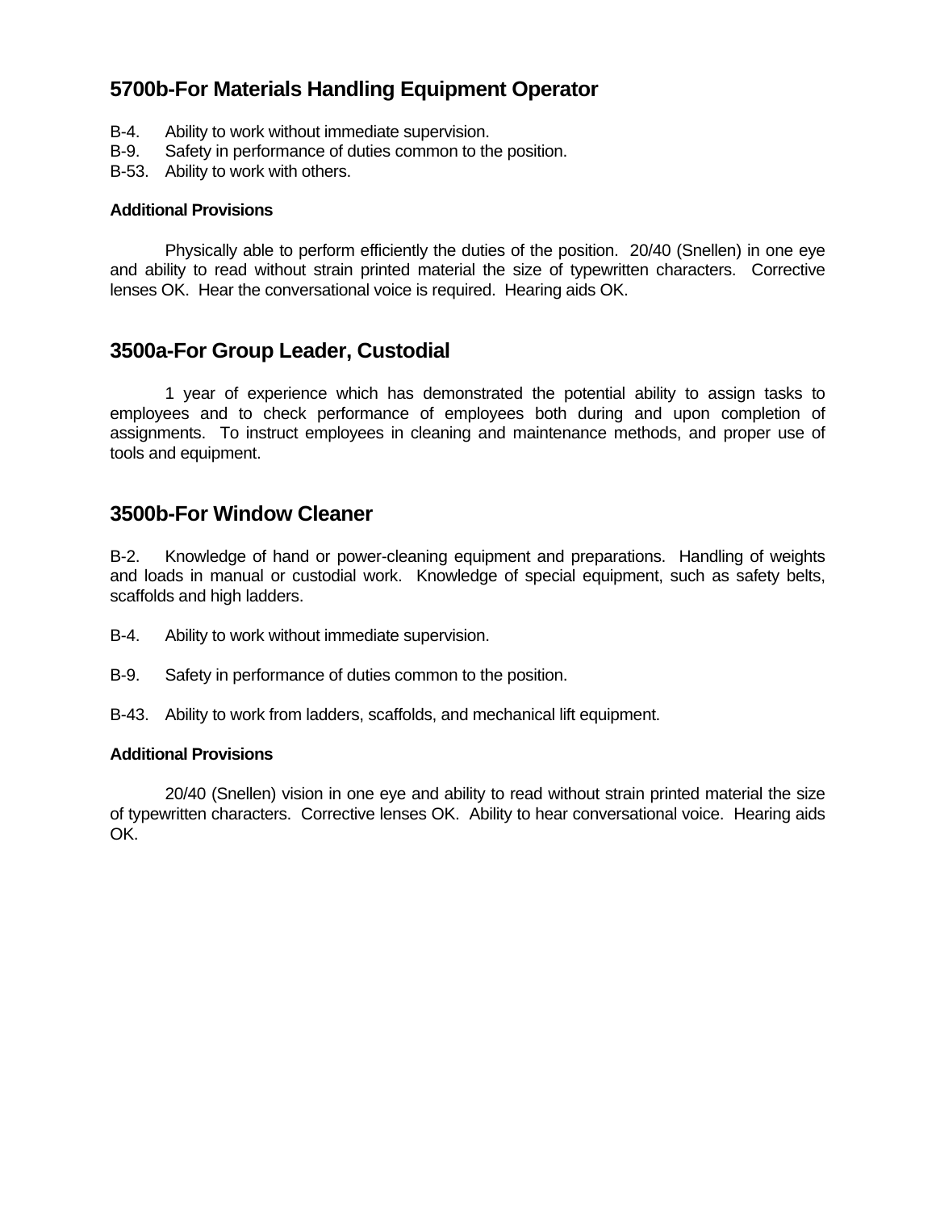## 5700b-For Materials Handling Equipment Operator

B-4. Ability to work without immediate supervision.
B-9. Safety in performance of duties common to the position.
B-53. Ability to work with others.

**Additional Provisions**

Physically able to perform efficiently the duties of the position. 20/40 (Snellen) in one eye and ability to read without strain printed material the size of typewritten characters. Corrective lenses OK. Hear the conversational voice is required. Hearing aids OK.

## 3500a-For Group Leader, Custodial

1 year of experience which has demonstrated the potential ability to assign tasks to employees and to check performance of employees both during and upon completion of assignments. To instruct employees in cleaning and maintenance methods, and proper use of tools and equipment.

## 3500b-For Window Cleaner

B-2. Knowledge of hand or power-cleaning equipment and preparations. Handling of weights and loads in manual or custodial work. Knowledge of special equipment, such as safety belts, scaffolds and high ladders.

B-4. Ability to work without immediate supervision.

B-9. Safety in performance of duties common to the position.

B-43. Ability to work from ladders, scaffolds, and mechanical lift equipment.

**Additional Provisions**

20/40 (Snellen) vision in one eye and ability to read without strain printed material the size of typewritten characters. Corrective lenses OK. Ability to hear conversational voice. Hearing aids OK.